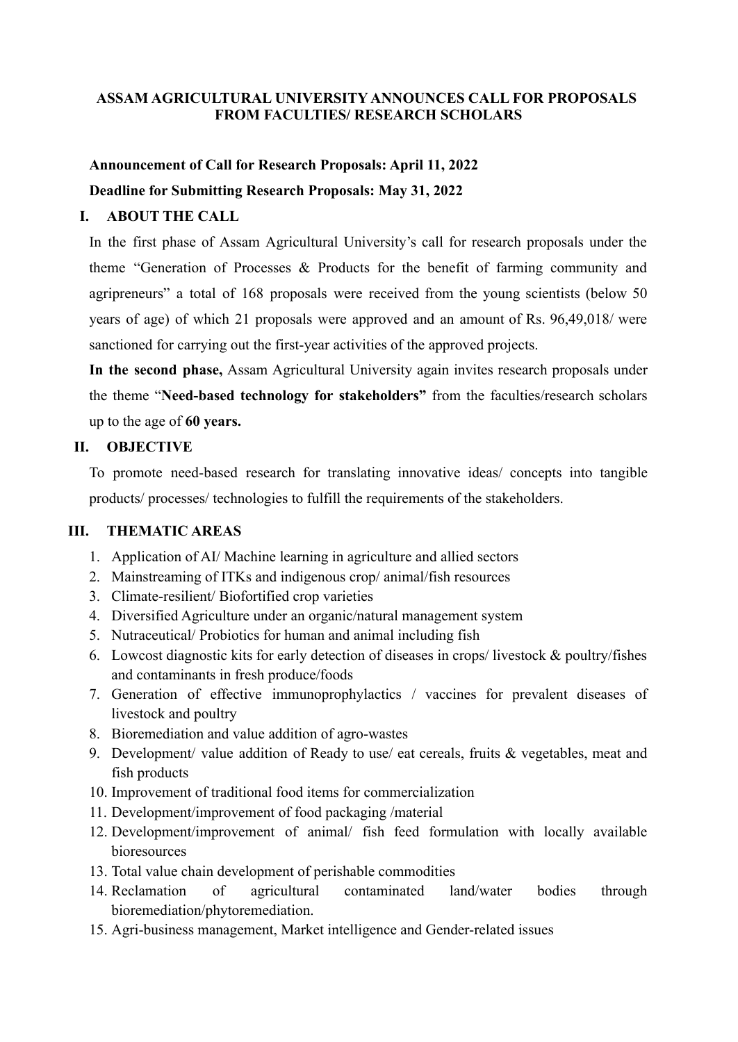# ASSAM AGRICULTURAL UNIVERSITY ANNOUNCES CALL FOR PROPOSALS FROM FACULTIES/ RESEARCH SCHOLARS

**Announcement of Call for Research Proposals: April 11, 2022**

**Deadline for Submitting Research Proposals: May 31, 2022**

## I. ABOUT THE CALL

In the first phase of Assam Agricultural University's call for research proposals under the theme "Generation of Processes & Products for the benefit of farming community and agripreneurs" a total of 168 proposals were received from the young scientists (below 50 years of age) of which 21 proposals were approved and an amount of Rs. 96,49,018/ were sanctioned for carrying out the first-year activities of the approved projects.

**In the second phase,** Assam Agricultural University again invites research proposals under the theme "**Need-based technology for stakeholders"** from the faculties/research scholars up to the age of **60 years.**

## II. OBJECTIVE

To promote need-based research for translating innovative ideas/ concepts into tangible products/ processes/ technologies to fulfill the requirements of the stakeholders.

## III. THEMATIC AREAS

1. Application of AI/ Machine learning in agriculture and allied sectors
2. Mainstreaming of ITKs and indigenous crop/ animal/fish resources
3. Climate-resilient/ Biofortified crop varieties
4. Diversified Agriculture under an organic/natural management system
5. Nutraceutical/ Probiotics for human and animal including fish
6. Lowcost diagnostic kits for early detection of diseases in crops/ livestock & poultry/fishes and contaminants in fresh produce/foods
7. Generation of effective immunoprophylactics / vaccines for prevalent diseases of livestock and poultry
8. Bioremediation and value addition of agro-wastes
9. Development/ value addition of Ready to use/ eat cereals, fruits & vegetables, meat and fish products
10. Improvement of traditional food items for commercialization
11. Development/improvement of food packaging /material
12. Development/improvement of animal/ fish feed formulation with locally available bioresources
13. Total value chain development of perishable commodities
14. Reclamation of agricultural contaminated land/water bodies through bioremediation/phytoremediation.
15. Agri-business management, Market intelligence and Gender-related issues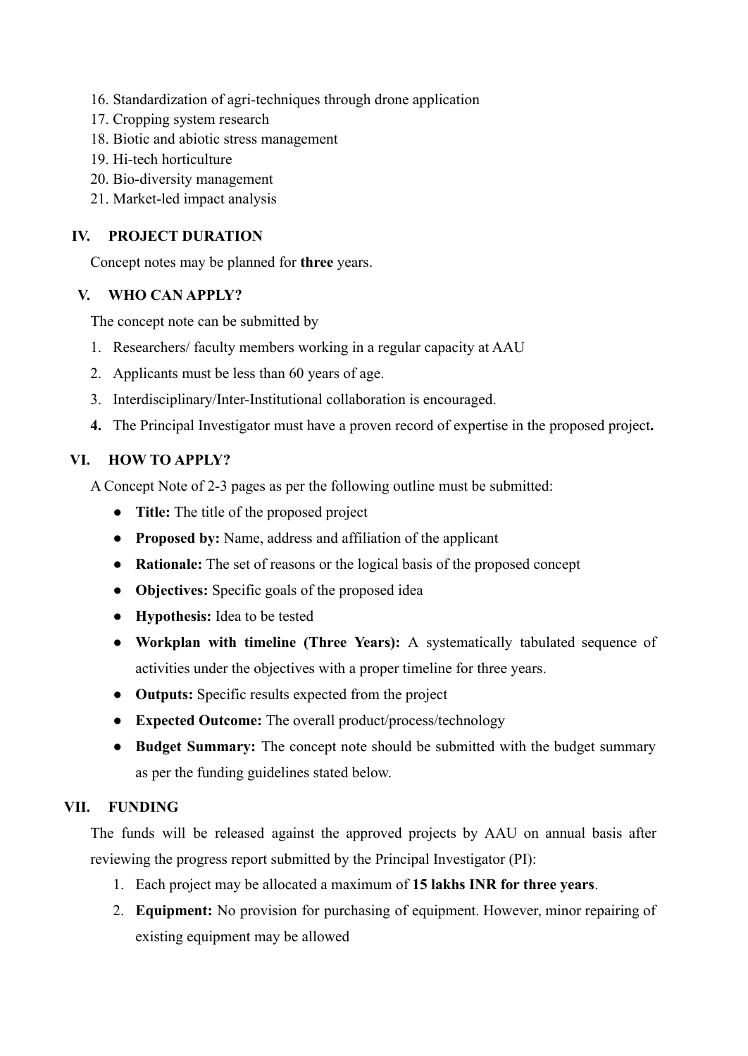16. Standardization of agri-techniques through drone application
17. Cropping system research
18. Biotic and abiotic stress management
19. Hi-tech horticulture
20. Bio-diversity management
21. Market-led impact analysis

## IV. PROJECT DURATION

Concept notes may be planned for **three** years.

## V. WHO CAN APPLY?

The concept note can be submitted by

1. Researchers/ faculty members working in a regular capacity at AAU
2. Applicants must be less than 60 years of age.
3. Interdisciplinary/Inter-Institutional collaboration is encouraged.
4. The Principal Investigator must have a proven record of expertise in the proposed project**.**

## VI. HOW TO APPLY?

A Concept Note of 2-3 pages as per the following outline must be submitted:

- **Title:** The title of the proposed project
- **Proposed by:** Name, address and affiliation of the applicant
- **Rationale:** The set of reasons or the logical basis of the proposed concept
- **Objectives:** Specific goals of the proposed idea
- **Hypothesis:** Idea to be tested
- **Workplan with timeline (Three Years):** A systematically tabulated sequence of activities under the objectives with a proper timeline for three years.
- **Outputs:** Specific results expected from the project
- **Expected Outcome:** The overall product/process/technology
- **Budget Summary:** The concept note should be submitted with the budget summary as per the funding guidelines stated below.

## VII. FUNDING

The funds will be released against the approved projects by AAU on annual basis after reviewing the progress report submitted by the Principal Investigator (PI):

1. Each project may be allocated a maximum of **15 lakhs INR for three years**.
2. **Equipment:** No provision for purchasing of equipment. However, minor repairing of existing equipment may be allowed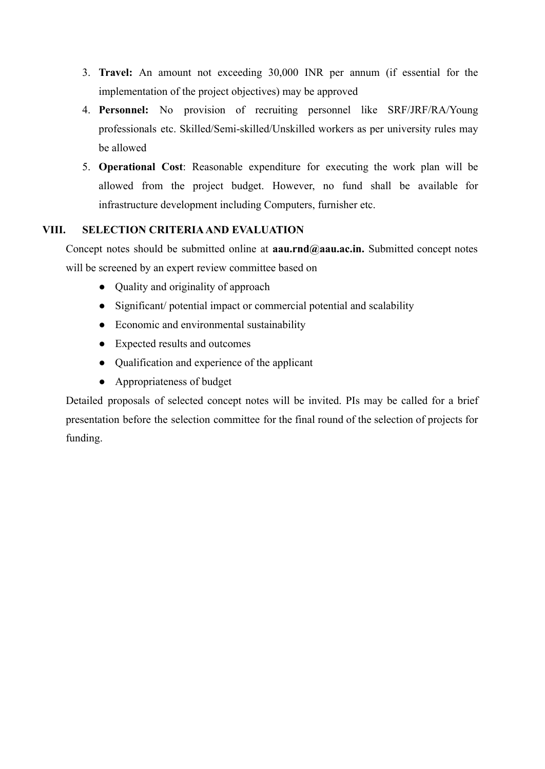3. **Travel:** An amount not exceeding 30,000 INR per annum (if essential for the implementation of the project objectives) may be approved
4. **Personnel:** No provision of recruiting personnel like SRF/JRF/RA/Young professionals etc. Skilled/Semi-skilled/Unskilled workers as per university rules may be allowed
5. **Operational Cost**: Reasonable expenditure for executing the work plan will be allowed from the project budget. However, no fund shall be available for infrastructure development including Computers, furnisher etc.

## VIII. SELECTION CRITERIA AND EVALUATION

Concept notes should be submitted online at **aau.rnd@aau.ac.in.** Submitted concept notes will be screened by an expert review committee based on

- Quality and originality of approach
- Significant/ potential impact or commercial potential and scalability
- Economic and environmental sustainability
- Expected results and outcomes
- Qualification and experience of the applicant
- Appropriateness of budget

Detailed proposals of selected concept notes will be invited. PIs may be called for a brief presentation before the selection committee for the final round of the selection of projects for funding.